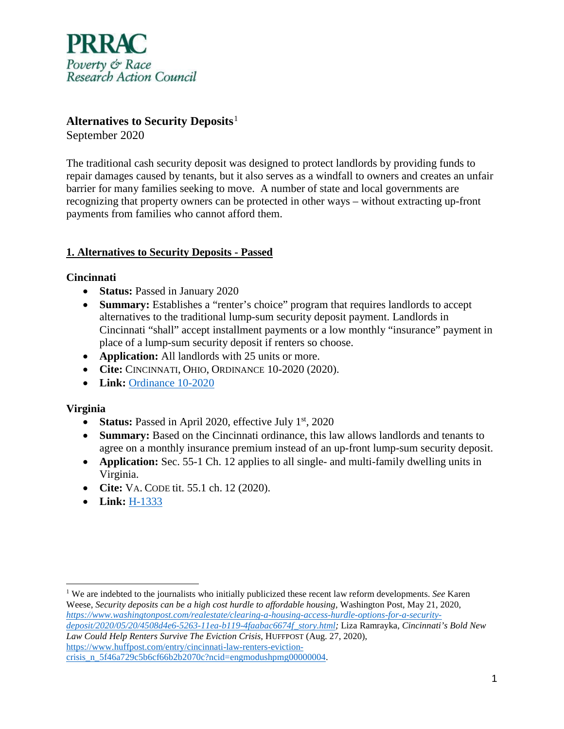**PRRAC**
*Poverty & Race Research Action Council*

# Alternatives to Security Deposits[1]

September 2020

The traditional cash security deposit was designed to protect landlords by providing funds to repair damages caused by tenants, but it also serves as a windfall to owners and creates an unfair barrier for many families seeking to move. A number of state and local governments are recognizing that property owners can be protected in other ways – without extracting up-front payments from families who cannot afford them.

## 1. Alternatives to Security Deposits - Passed

### Cincinnati

- **Status:** Passed in January 2020
- **Summary:** Establishes a "renter's choice" program that requires landlords to accept alternatives to the traditional lump-sum security deposit payment. Landlords in Cincinnati "shall" accept installment payments or a low monthly "insurance" payment in place of a lump-sum security deposit if renters so choose.
- **Application:** All landlords with 25 units or more.
- **Cite:** CINCINNATI, OHIO, ORDINANCE 10-2020 (2020).
- **Link:** Ordinance 10-2020

### Virginia

- **Status:** Passed in April 2020, effective July 1st, 2020
- **Summary:** Based on the Cincinnati ordinance, this law allows landlords and tenants to agree on a monthly insurance premium instead of an up-front lump-sum security deposit.
- **Application:** Sec. 55-1 Ch. 12 applies to all single- and multi-family dwelling units in Virginia.
- **Cite:** VA. CODE tit. 55.1 ch. 12 (2020).
- **Link:** H-1333

---

[1] We are indebted to the journalists who initially publicized these recent law reform developments. *See* Karen Weese, *Security deposits can be a high cost hurdle to affordable housing*, Washington Post, May 21, 2020, *https://www.washingtonpost.com/realestate/clearing-a-housing-access-hurdle-options-for-a-security-deposit/2020/05/20/4508d4e6-5263-11ea-b119-4faabac6674f_story.html;* Liza Ramrayka, *Cincinnati's Bold New Law Could Help Renters Survive The Eviction Crisis*, HUFFPOST (Aug. 27, 2020), https://www.huffpost.com/entry/cincinnati-law-renters-eviction-crisis_n_5f46a729c5b6cf66b2b2070c?ncid=engmodushpmg00000004.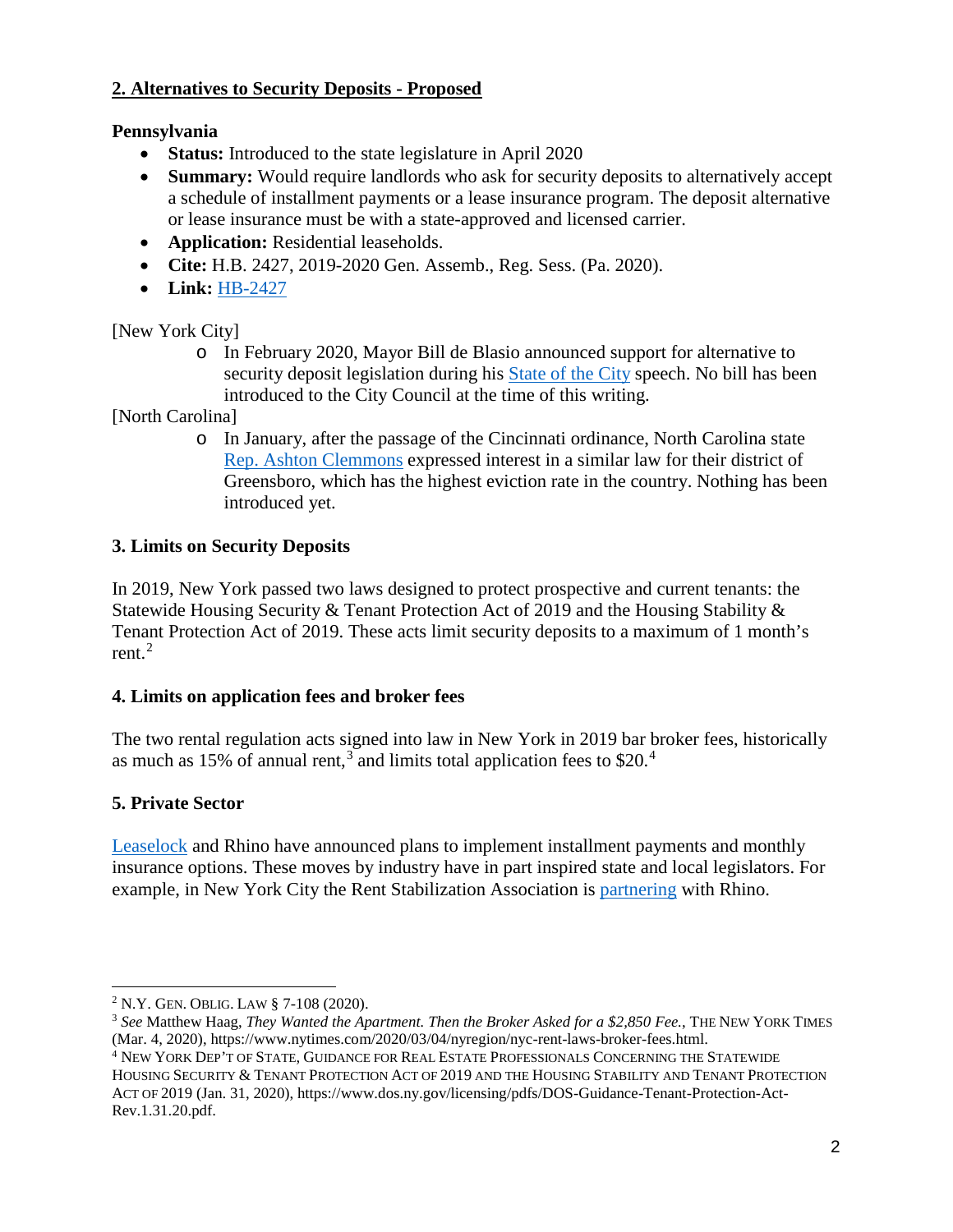## 2. Alternatives to Security Deposits - Proposed

**Pennsylvania**

- **Status:** Introduced to the state legislature in April 2020
- **Summary:** Would require landlords who ask for security deposits to alternatively accept a schedule of installment payments or a lease insurance program. The deposit alternative or lease insurance must be with a state-approved and licensed carrier.
- **Application:** Residential leaseholds.
- **Cite:** H.B. 2427, 2019-2020 Gen. Assemb., Reg. Sess. (Pa. 2020).
- **Link:** HB-2427

[New York City]

- In February 2020, Mayor Bill de Blasio announced support for alternative to security deposit legislation during his State of the City speech. No bill has been introduced to the City Council at the time of this writing.

[North Carolina]

- In January, after the passage of the Cincinnati ordinance, North Carolina state Rep. Ashton Clemmons expressed interest in a similar law for their district of Greensboro, which has the highest eviction rate in the country. Nothing has been introduced yet.

### 3. Limits on Security Deposits

In 2019, New York passed two laws designed to protect prospective and current tenants: the Statewide Housing Security & Tenant Protection Act of 2019 and the Housing Stability & Tenant Protection Act of 2019. These acts limit security deposits to a maximum of 1 month's rent.[2]

### 4. Limits on application fees and broker fees

The two rental regulation acts signed into law in New York in 2019 bar broker fees, historically as much as 15% of annual rent,[3] and limits total application fees to $20.[4]

### 5. Private Sector

Leaselock and Rhino have announced plans to implement installment payments and monthly insurance options. These moves by industry have in part inspired state and local legislators. For example, in New York City the Rent Stabilization Association is partnering with Rhino.

---

[2] N.Y. Gen. Oblig. Law § 7-108 (2020).

[3] *See* Matthew Haag, *They Wanted the Apartment. Then the Broker Asked for a $2,850 Fee.*, The New York Times (Mar. 4, 2020), https://www.nytimes.com/2020/03/04/nyregion/nyc-rent-laws-broker-fees.html.

[4] New York Dep't of State, Guidance for Real Estate Professionals Concerning the Statewide Housing Security & Tenant Protection Act of 2019 and the Housing Stability and Tenant Protection Act of 2019 (Jan. 31, 2020), https://www.dos.ny.gov/licensing/pdfs/DOS-Guidance-Tenant-Protection-Act-Rev.1.31.20.pdf.